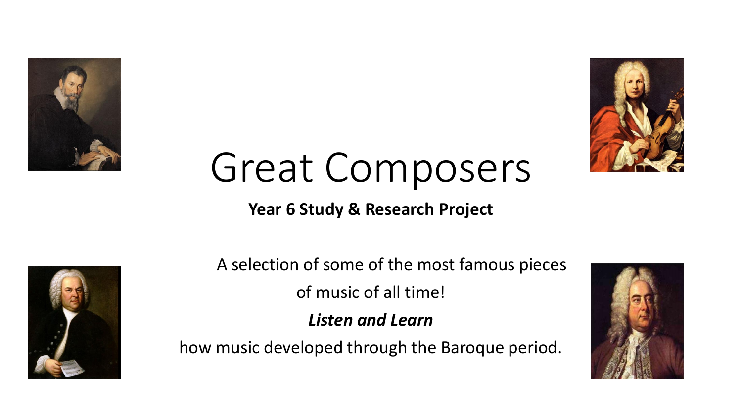# Great Composers

**Year 6 Study & Research Project**

A selection of some of the most famous pieces of music of all time!

***Listen and Learn***

how music developed through the Baroque period.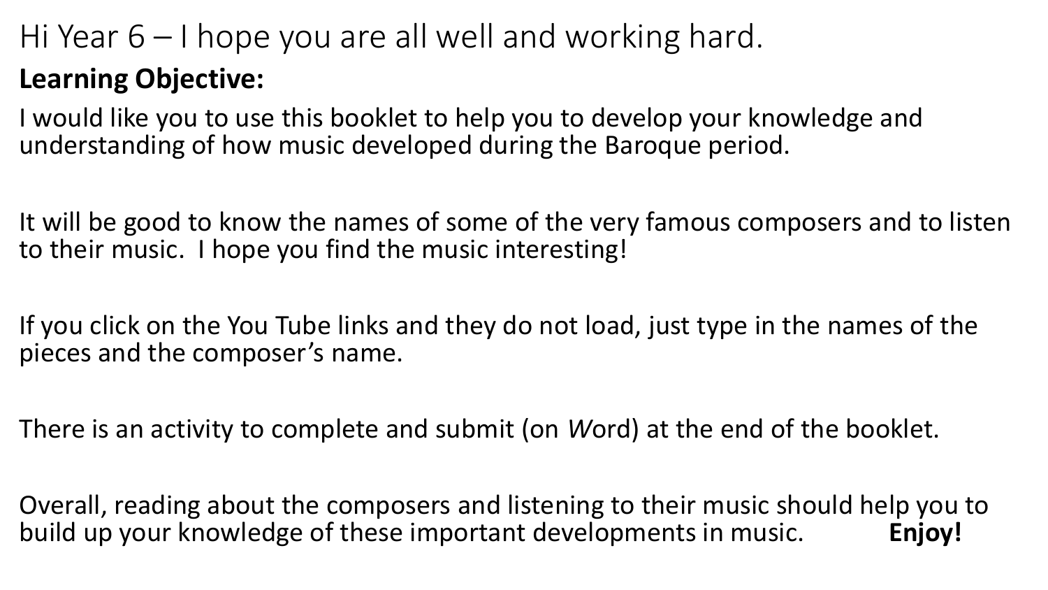Hi Year 6 – I hope you are all well and working hard.

**Learning Objective:**

I would like you to use this booklet to help you to develop your knowledge and understanding of how music developed during the Baroque period.

It will be good to know the names of some of the very famous composers and to listen to their music. I hope you find the music interesting!

If you click on the You Tube links and they do not load, just type in the names of the pieces and the composer's name.

There is an activity to complete and submit (on *W*ord) at the end of the booklet.

Overall, reading about the composers and listening to their music should help you to build up your knowledge of these important developments in music. **Enjoy!**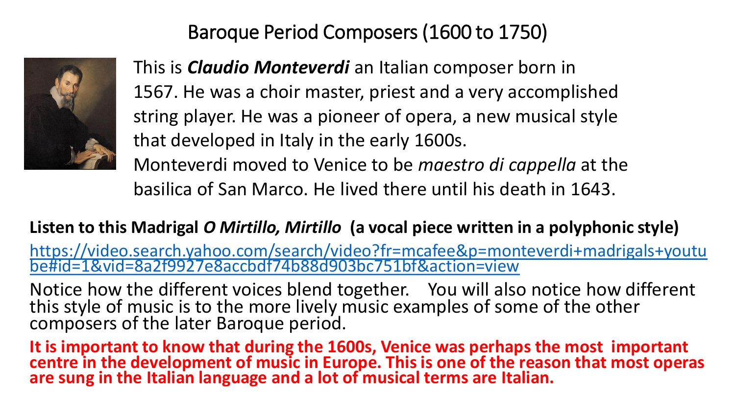# Baroque Period Composers (1600 to 1750)

This is ***Claudio Monteverdi*** an Italian composer born in 1567. He was a choir master, priest and a very accomplished string player. He was a pioneer of opera, a new musical style that developed in Italy in the early 1600s.
Monteverdi moved to Venice to be *maestro di cappella* at the basilica of San Marco. He lived there until his death in 1643.

**Listen to this Madrigal *O Mirtillo, Mirtillo* (a vocal piece written in a polyphonic style)**

https://video.search.yahoo.com/search/video?fr=mcafee&p=monteverdi+madrigals+youtube#id=1&vid=8a2f9927e8accbdf74b88d903bc751bf&action=view

Notice how the different voices blend together. You will also notice how different this style of music is to the more lively music examples of some of the other composers of the later Baroque period.

**It is important to know that during the 1600s, Venice was perhaps the most important centre in the development of music in Europe. This is one of the reason that most operas are sung in the Italian language and a lot of musical terms are Italian.**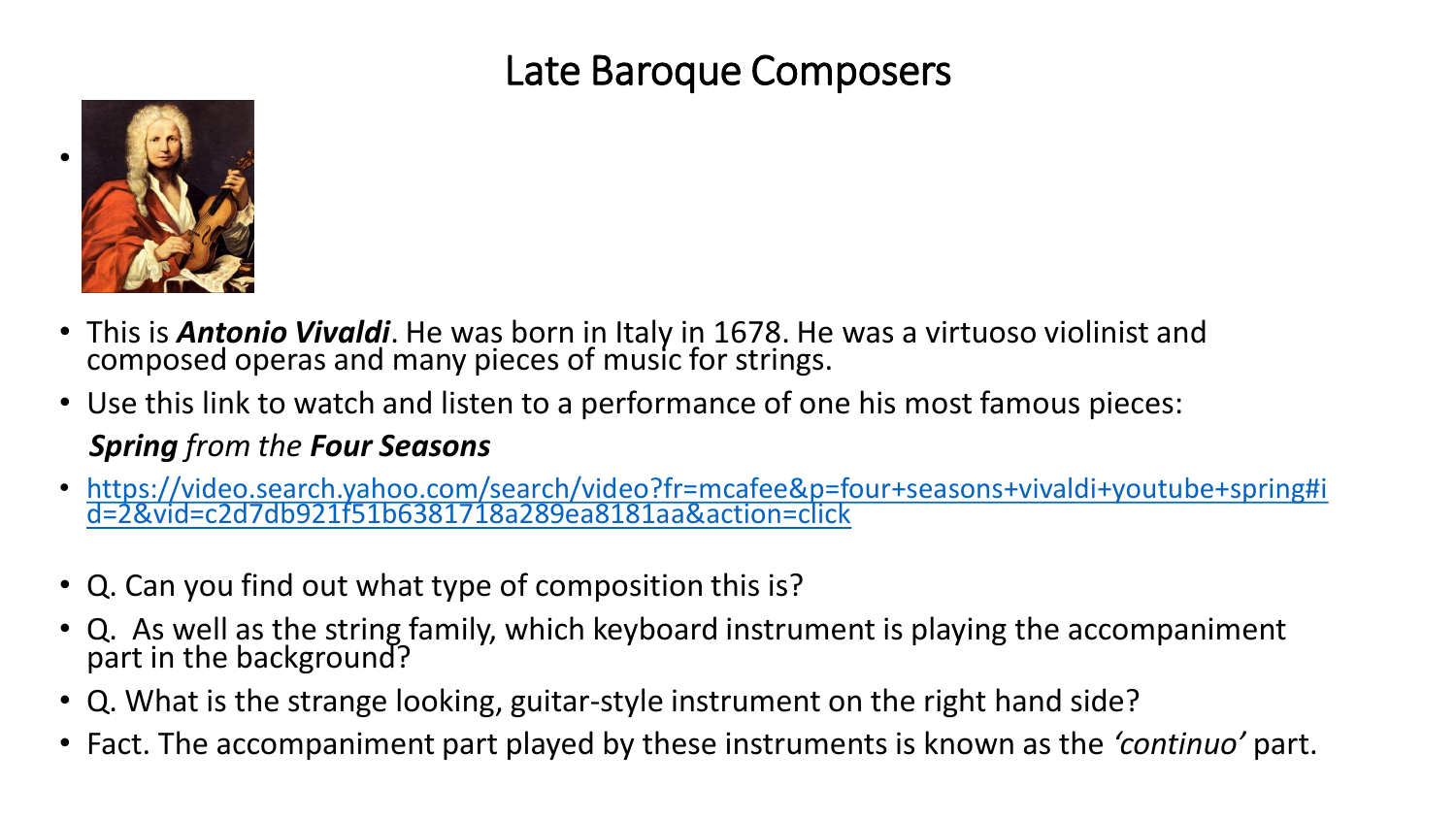# Late Baroque Composers

- This is ***Antonio Vivaldi***. He was born in Italy in 1678. He was a virtuoso violinist and composed operas and many pieces of music for strings.
- Use this link to watch and listen to a performance of one his most famous pieces:

  ***Spring*** *from the* ***Four Seasons***
- https://video.search.yahoo.com/search/video?fr=mcafee&p=four+seasons+vivaldi+youtube+spring#id=2&vid=c2d7db921f51b6381718a289ea8181aa&action=click
- Q. Can you find out what type of composition this is?
- Q. As well as the string family, which keyboard instrument is playing the accompaniment part in the background?
- Q. What is the strange looking, guitar-style instrument on the right hand side?
- Fact. The accompaniment part played by these instruments is known as the *'continuo'* part.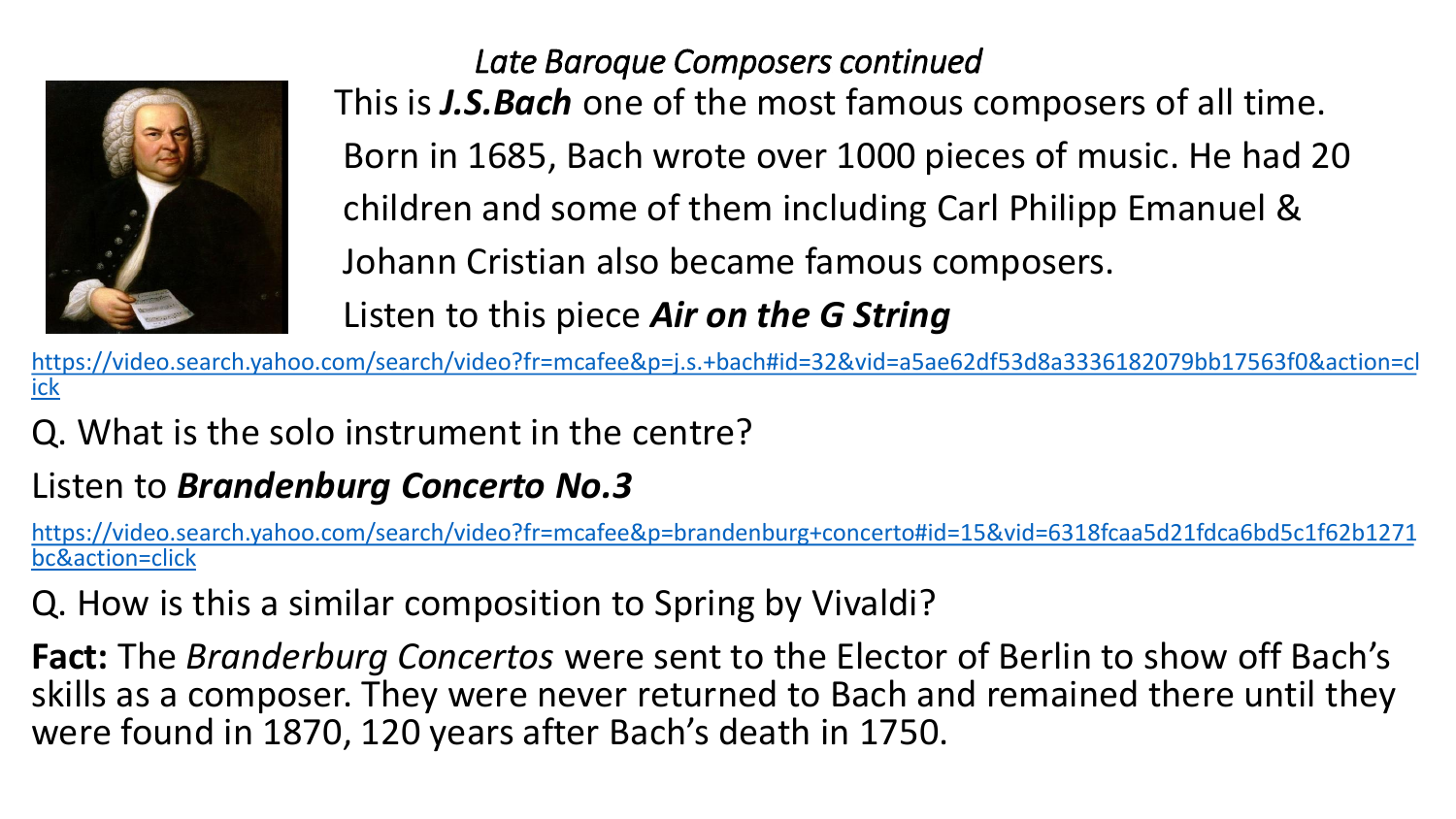*Late Baroque Composers continued*

This is ***J.S.Bach*** one of the most famous composers of all time. Born in 1685, Bach wrote over 1000 pieces of music. He had 20 children and some of them including Carl Philipp Emanuel & Johann Cristian also became famous composers.

Listen to this piece ***Air on the G String***

https://video.search.yahoo.com/search/video?fr=mcafee&p=j.s.+bach#id=32&vid=a5ae62df53d8a3336182079bb17563f0&action=click

Q. What is the solo instrument in the centre?

Listen to ***Brandenburg Concerto No.3***

https://video.search.yahoo.com/search/video?fr=mcafee&p=brandenburg+concerto#id=15&vid=6318fcaa5d21fdca6bd5c1f62b1271bc&action=click

Q. How is this a similar composition to Spring by Vivaldi?

**Fact:** The *Branderburg Concertos* were sent to the Elector of Berlin to show off Bach's skills as a composer. They were never returned to Bach and remained there until they were found in 1870, 120 years after Bach's death in 1750.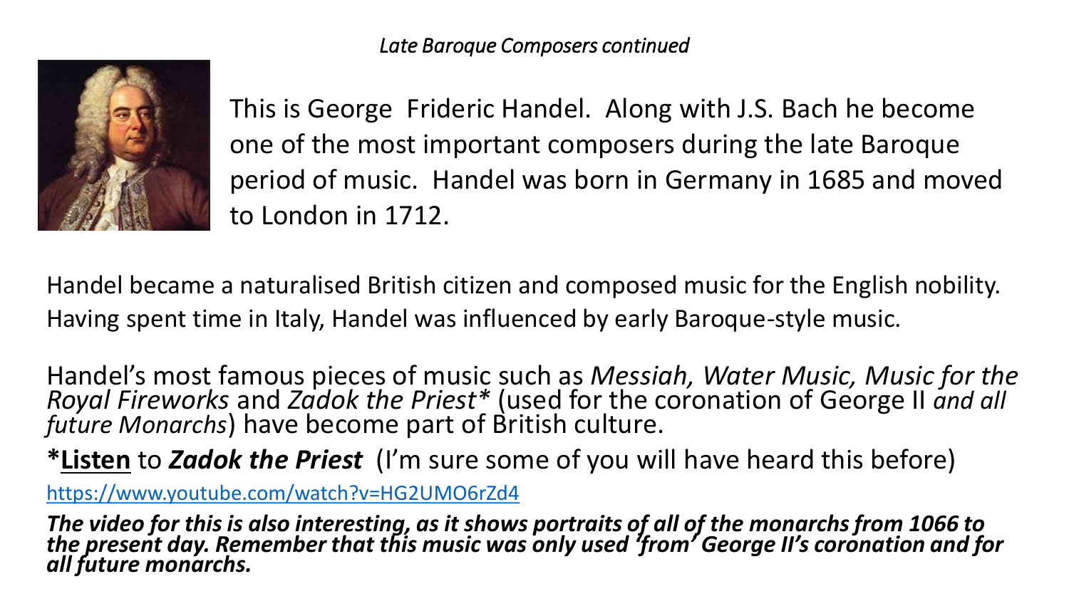*Late Baroque Composers continued*

This is George  Frideric Handel.  Along with J.S. Bach he become one of the most important composers during the late Baroque period of music.  Handel was born in Germany in 1685 and moved to London in 1712.

Handel became a naturalised British citizen and composed music for the English nobility. Having spent time in Italy, Handel was influenced by early Baroque-style music.

Handel's most famous pieces of music such as *Messiah, Water Music, Music for the Royal Fireworks* and *Zadok the Priest** (used for the coronation of George II *and all future Monarchs*) have become part of British culture.

***Listen** to ***Zadok the Priest***  (I'm sure some of you will have heard this before)

https://www.youtube.com/watch?v=HG2UMO6rZd4

***The video for this is also interesting, as it shows portraits of all of the monarchs from 1066 to the present day. Remember that this music was only used 'from' George II's coronation and for all future monarchs.***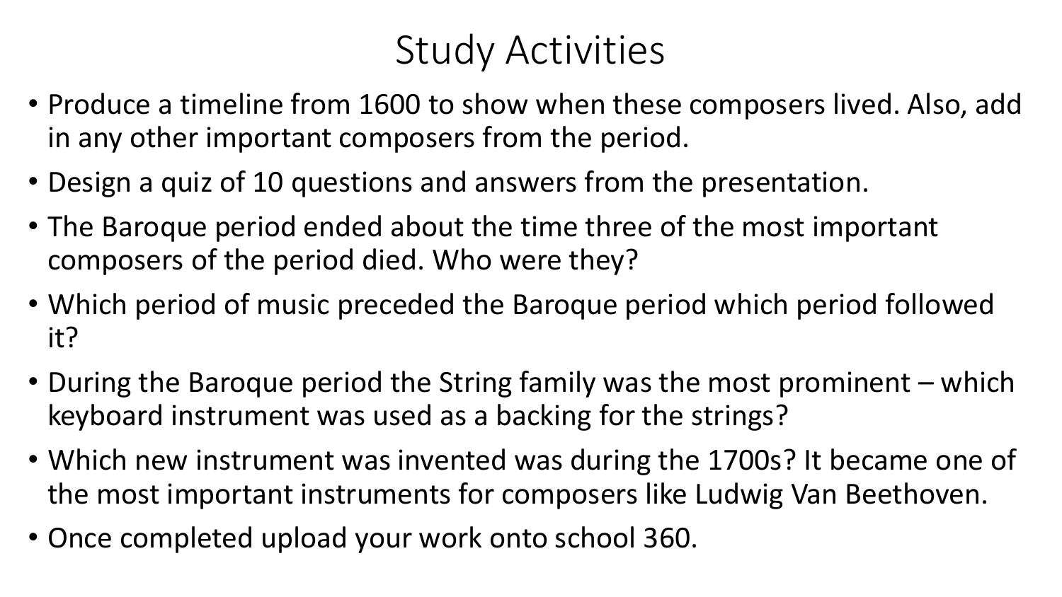# Study Activities

- Produce a timeline from 1600 to show when these composers lived. Also, add in any other important composers from the period.
- Design a quiz of 10 questions and answers from the presentation.
- The Baroque period ended about the time three of the most important composers of the period died. Who were they?
- Which period of music preceded the Baroque period which period followed it?
- During the Baroque period the String family was the most prominent – which keyboard instrument was used as a backing for the strings?
- Which new instrument was invented was during the 1700s? It became one of the most important instruments for composers like Ludwig Van Beethoven.
- Once completed upload your work onto school 360.